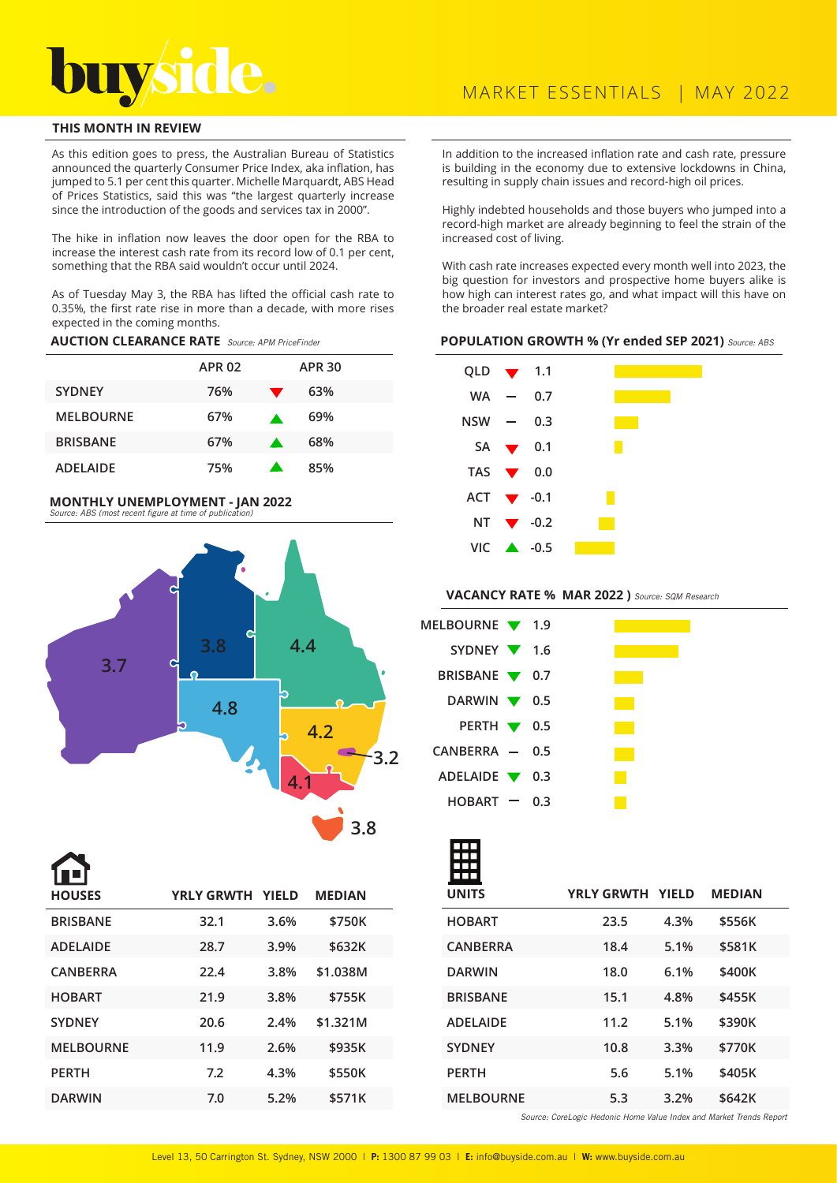# buyside.

MARKET ESSENTIALS | MAY 2022

## THIS MONTH IN REVIEW

As this edition goes to press, the Australian Bureau of Statistics announced the quarterly Consumer Price Index, aka inflation, has jumped to 5.1 per cent this quarter. Michelle Marquardt, ABS Head of Prices Statistics, said this was "the largest quarterly increase since the introduction of the goods and services tax in 2000".

The hike in inflation now leaves the door open for the RBA to increase the interest cash rate from its record low of 0.1 per cent, something that the RBA said wouldn't occur until 2024.

As of Tuesday May 3, the RBA has lifted the official cash rate to 0.35%, the first rate rise in more than a decade, with more rises expected in the coming months.

In addition to the increased inflation rate and cash rate, pressure is building in the economy due to extensive lockdowns in China, resulting in supply chain issues and record-high oil prices.

Highly indebted households and those buyers who jumped into a record-high market are already beginning to feel the strain of the increased cost of living.

With cash rate increases expected every month well into 2023, the big question for investors and prospective home buyers alike is how high can interest rates go, and what impact will this have on the broader real estate market?

### AUCTION CLEARANCE RATE *Source: APM PriceFinder*

| | APR 02 | | APR 30 |
|---|---|---|---|
| SYDNEY | 76% | ▼ | 63% |
| MELBOURNE | 67% | ▲ | 69% |
| BRISBANE | 67% | ▲ | 68% |
| ADELAIDE | 75% | ▲ | 85% |

### MONTHLY UNEMPLOYMENT - JAN 2022

*Source: ABS (most recent figure at time of publication)*

| State | Unemployment % |
|---|---|
| WA | 3.7 |
| NT | 3.8 |
| QLD | 4.4 |
| SA | 4.8 |
| NSW | 4.2 |
| ACT | 3.2 |
| VIC | 4.1 |
| TAS | 3.8 |

### POPULATION GROWTH % (Yr ended SEP 2021) *Source: ABS*

| | | |
|---|---|---|
| QLD | ▼ | 1.1 |
| WA | – | 0.7 |
| NSW | – | 0.3 |
| SA | ▼ | 0.1 |
| TAS | ▼ | 0.0 |
| ACT | ▼ | -0.1 |
| NT | ▼ | -0.2 |
| VIC | ▲ | -0.5 |

### VACANCY RATE % MAR 2022 ) *Source: SQM Research*

| | | |
|---|---|---|
| MELBOURNE | ▼ | 1.9 |
| SYDNEY | ▼ | 1.6 |
| BRISBANE | ▼ | 0.7 |
| DARWIN | ▼ | 0.5 |
| PERTH | ▼ | 0.5 |
| CANBERRA | – | 0.5 |
| ADELAIDE | ▼ | 0.3 |
| HOBART | – | 0.3 |

| HOUSES | YRLY GRWTH | YIELD | MEDIAN |
|---|---|---|---|
| BRISBANE | 32.1 | 3.6% | $750K |
| ADELAIDE | 28.7 | 3.9% | $632K |
| CANBERRA | 22.4 | 3.8% | $1.038M |
| HOBART | 21.9 | 3.8% | $755K |
| SYDNEY | 20.6 | 2.4% | $1.321M |
| MELBOURNE | 11.9 | 2.6% | $935K |
| PERTH | 7.2 | 4.3% | $550K |
| DARWIN | 7.0 | 5.2% | $571K |

| UNITS | YRLY GRWTH | YIELD | MEDIAN |
|---|---|---|---|
| HOBART | 23.5 | 4.3% | $556K |
| CANBERRA | 18.4 | 5.1% | $581K |
| DARWIN | 18.0 | 6.1% | $400K |
| BRISBANE | 15.1 | 4.8% | $455K |
| ADELAIDE | 11.2 | 5.1% | $390K |
| SYDNEY | 10.8 | 3.3% | $770K |
| PERTH | 5.6 | 5.1% | $405K |
| MELBOURNE | 5.3 | 3.2% | $642K |

*Source: CoreLogic Hedonic Home Value Index and Market Trends Report*

Level 13, 50 Carrington St. Sydney, NSW 2000 | **P:** 1300 87 99 03 | **E:** info@buyside.com.au | **W:** www.buyside.com.au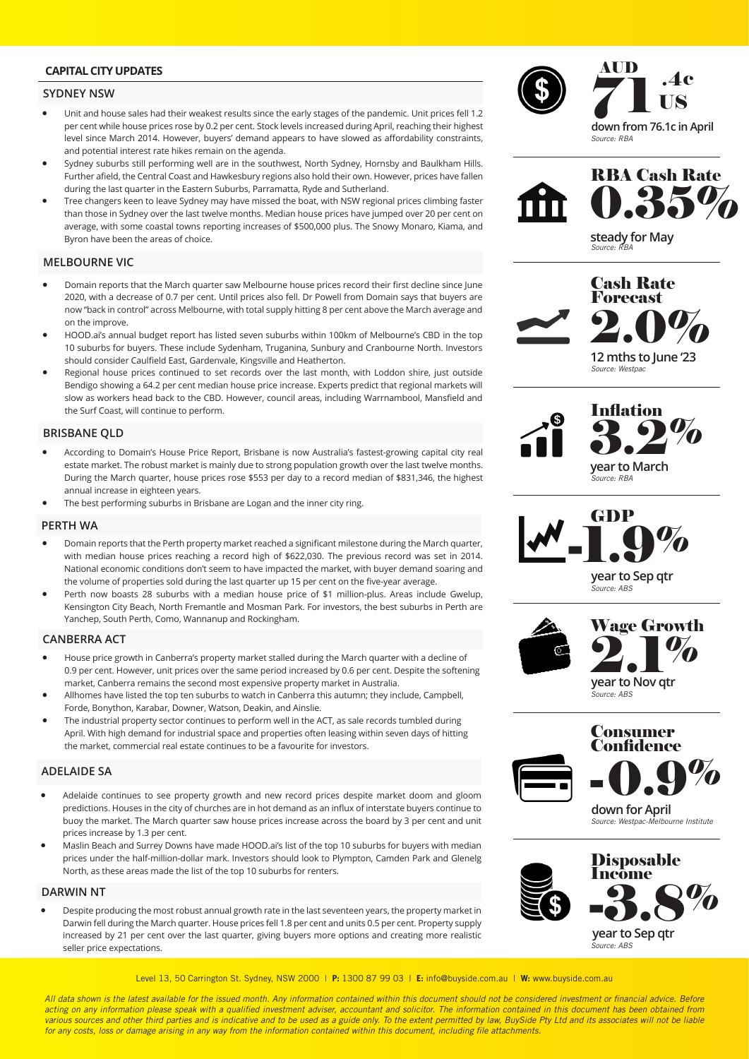## CAPITAL CITY UPDATES

### SYDNEY NSW

- Unit and house sales had their weakest results since the early stages of the pandemic. Unit prices fell 1.2 per cent while house prices rose by 0.2 per cent. Stock levels increased during April, reaching their highest level since March 2014. However, buyers' demand appears to have slowed as affordability constraints, and potential interest rate hikes remain on the agenda.
- Sydney suburbs still performing well are in the southwest, North Sydney, Hornsby and Baulkham Hills. Further afield, the Central Coast and Hawkesbury regions also hold their own. However, prices have fallen during the last quarter in the Eastern Suburbs, Parramatta, Ryde and Sutherland.
- Tree changers keen to leave Sydney may have missed the boat, with NSW regional prices climbing faster than those in Sydney over the last twelve months. Median house prices have jumped over 20 per cent on average, with some coastal towns reporting increases of $500,000 plus. The Snowy Monaro, Kiama, and Byron have been the areas of choice.

### MELBOURNE VIC

- Domain reports that the March quarter saw Melbourne house prices record their first decline since June 2020, with a decrease of 0.7 per cent. Until prices also fell. Dr Powell from Domain says that buyers are now "back in control" across Melbourne, with total supply hitting 8 per cent above the March average and on the improve.
- HOOD.ai's annual budget report has listed seven suburbs within 100km of Melbourne's CBD in the top 10 suburbs for buyers. These include Sydenham, Truganina, Sunbury and Cranbourne North. Investors should consider Caulfield East, Gardenvale, Kingsville and Heatherton.
- Regional house prices continued to set records over the last month, with Loddon shire, just outside Bendigo showing a 64.2 per cent median house price increase. Experts predict that regional markets will slow as workers head back to the CBD. However, council areas, including Warrnambool, Mansfield and the Surf Coast, will continue to perform.

### BRISBANE QLD

- According to Domain's House Price Report, Brisbane is now Australia's fastest-growing capital city real estate market. The robust market is mainly due to strong population growth over the last twelve months. During the March quarter, house prices rose $553 per day to a record median of $831,346, the highest annual increase in eighteen years.
- The best performing suburbs in Brisbane are Logan and the inner city ring.

### PERTH WA

- Domain reports that the Perth property market reached a significant milestone during the March quarter, with median house prices reaching a record high of $622,030. The previous record was set in 2014. National economic conditions don't seem to have impacted the market, with buyer demand soaring and the volume of properties sold during the last quarter up 15 per cent on the five-year average.
- Perth now boasts 28 suburbs with a median house price of $1 million-plus. Areas include Gwelup, Kensington City Beach, North Fremantle and Mosman Park. For investors, the best suburbs in Perth are Yanchep, South Perth, Como, Wannanup and Rockingham.

### CANBERRA ACT

- House price growth in Canberra's property market stalled during the March quarter with a decline of 0.9 per cent. However, unit prices over the same period increased by 0.6 per cent. Despite the softening market, Canberra remains the second most expensive property market in Australia.
- Allhomes have listed the top ten suburbs to watch in Canberra this autumn; they include, Campbell, Forde, Bonython, Karabar, Downer, Watson, Deakin, and Ainslie.
- The industrial property sector continues to perform well in the ACT, as sale records tumbled during April. With high demand for industrial space and properties often leasing within seven days of hitting the market, commercial real estate continues to be a favourite for investors.

### ADELAIDE SA

- Adelaide continues to see property growth and new record prices despite market doom and gloom predictions. Houses in the city of churches are in hot demand as an influx of interstate buyers continue to buoy the market. The March quarter saw house prices increase across the board by 3 per cent and unit prices increase by 1.3 per cent.
- Maslin Beach and Surrey Downs have made HOOD.ai's list of the top 10 suburbs for buyers with median prices under the half-million-dollar mark. Investors should look to Plympton, Camden Park and Glenelg North, as these areas made the list of the top 10 suburbs for renters.

### DARWIN NT

- Despite producing the most robust annual growth rate in the last seventeen years, the property market in Darwin fell during the March quarter. House prices fell 1.8 per cent and units 0.5 per cent. Property supply increased by 21 per cent over the last quarter, giving buyers more options and creating more realistic seller price expectations.

---

**AUD 71.4c US**
down from 76.1c in April
*Source: RBA*

**RBA Cash Rate 0.35%**
steady for May
*Source: RBA*

**Cash Rate Forecast 2.0%**
12 mths to June '23
*Source: Westpac*

**Inflation 3.2%**
year to March
*Source: RBA*

**GDP -1.9%**
year to Sep qtr
*Source: ABS*

**Wage Growth 2.1%**
year to Nov qtr
*Source: ABS*

**Consumer Confidence -0.9%**
down for April
*Source: Westpac-Melbourne Institute*

**Disposable Income -3.8%**
year to Sep qtr
*Source: ABS*

---

Level 13, 50 Carrington St. Sydney, NSW 2000 | **P:** 1300 87 99 03 | **E:** info@buyside.com.au | **W:** www.buyside.com.au

*All data shown is the latest available for the issued month. Any information contained within this document should not be considered investment or financial advice. Before acting on any information please speak with a qualified investment adviser, accountant and solicitor. The information contained in this document has been obtained from various sources and other third parties and is indicative and to be used as a guide only. To the extent permitted by law, BuySide Pty Ltd and its associates will not be liable for any costs, loss or damage arising in any way from the information contained within this document, including file attachments.*